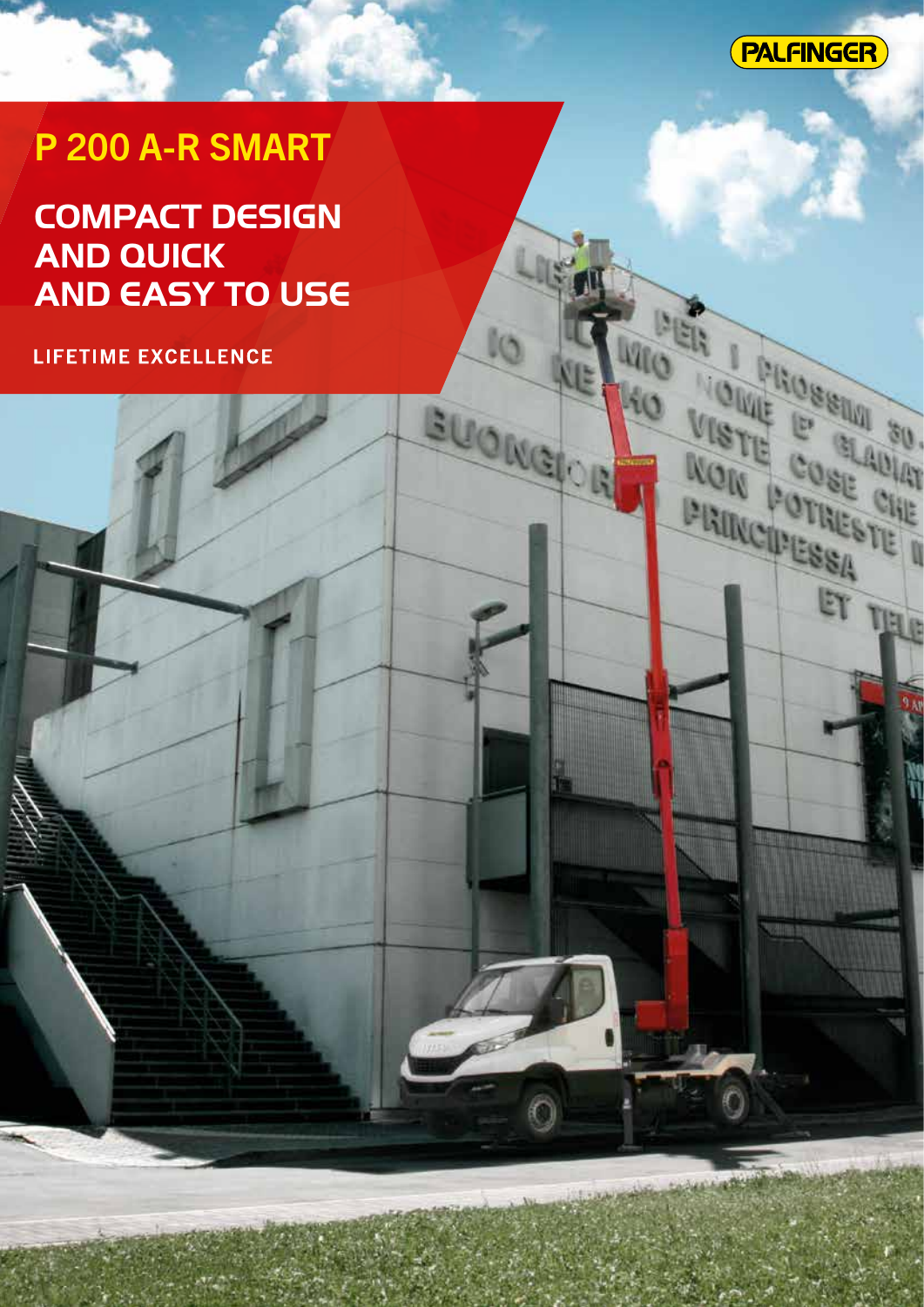PALFINGER

# P 200 A-R SMART

## COMPACT DESIGN AND QUICK AND EASY TO USE

LIFETIME EXCELLENCE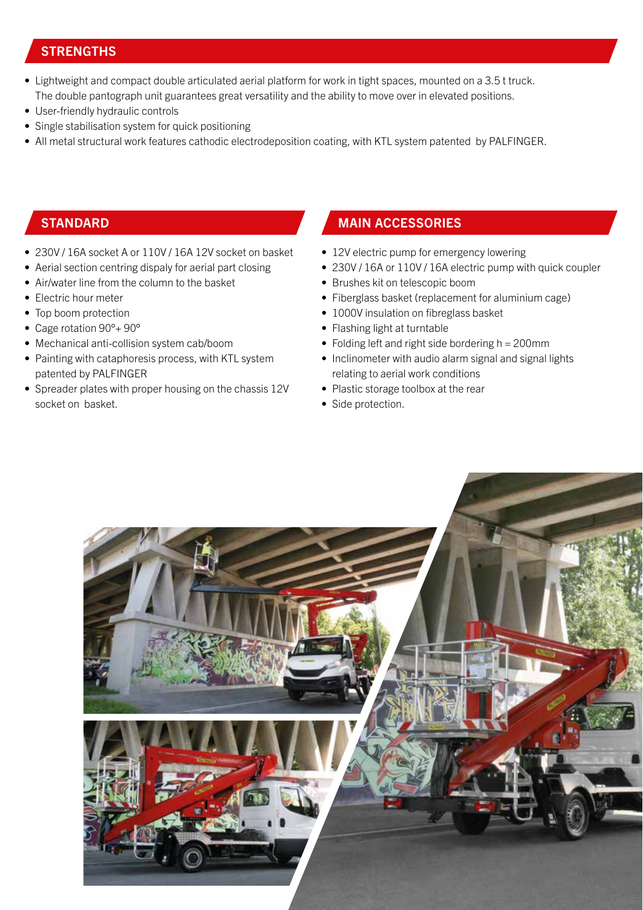## STRENGTHS

- Lightweight and compact double articulated aerial platform for work in tight spaces, mounted on a 3.5 t truck. The double pantograph unit guarantees great versatility and the ability to move over in elevated positions.
- User-friendly hydraulic controls
- Single stabilisation system for quick positioning
- All metal structural work features cathodic electrodeposition coating, with KTL system patented by PALFINGER.

## STANDARD

- 230V / 16A socket A or 110V / 16A 12V socket on basket
- Aerial section centring dispaly for aerial part closing
- Air/water line from the column to the basket
- Electric hour meter
- Top boom protection
- Cage rotation 90°+ 90°
- Mechanical anti-collision system cab/boom
- Painting with cataphoresis process, with KTL system patented by PALFINGER
- Spreader plates with proper housing on the chassis 12V socket on basket.

## MAIN ACCESSORIES

- 12V electric pump for emergency lowering
- 230V / 16A or 110V / 16A electric pump with quick coupler
- Brushes kit on telescopic boom
- Fiberglass basket (replacement for aluminium cage)
- 1000V insulation on fibreglass basket
- Flashing light at turntable
- Folding left and right side bordering h = 200mm
- Inclinometer with audio alarm signal and signal lights relating to aerial work conditions
- Plastic storage toolbox at the rear
- Side protection.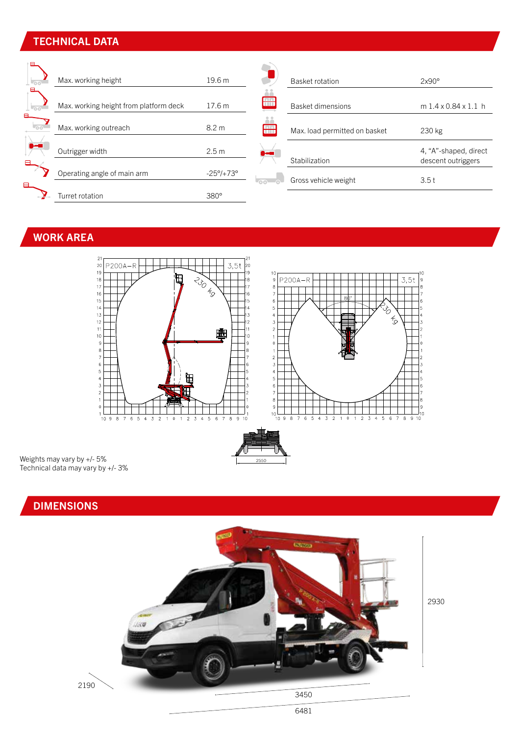## TECHNICAL DATA

| | |
|---|---|
| Max. working height | 19.6 m |
| Max. working height from platform deck | 17.6 m |
| Max. working outreach | 8.2 m |
| Outrigger width | 2.5 m |
| Operating angle of main arm | -25°/+73° |
| Turret rotation | 380° |

| | |
|---|---|
| Basket rotation | 2x90° |
| Basket dimensions | m 1.4 x 0.84 x 1.1 h |
| Max. load permitted on basket | 230 kg |
| Stabilization | 4, "A"-shaped, direct descent outriggers |
| Gross vehicle weight | 3.5 t |

## WORK AREA

P200A–R 3,5t 230 kg

P200A–R 3,5t 80° 230 kg

2550

Weights may vary by +/- 5%
Technical data may vary by +/- 3%

## DIMENSIONS

2930

2190

3450

6481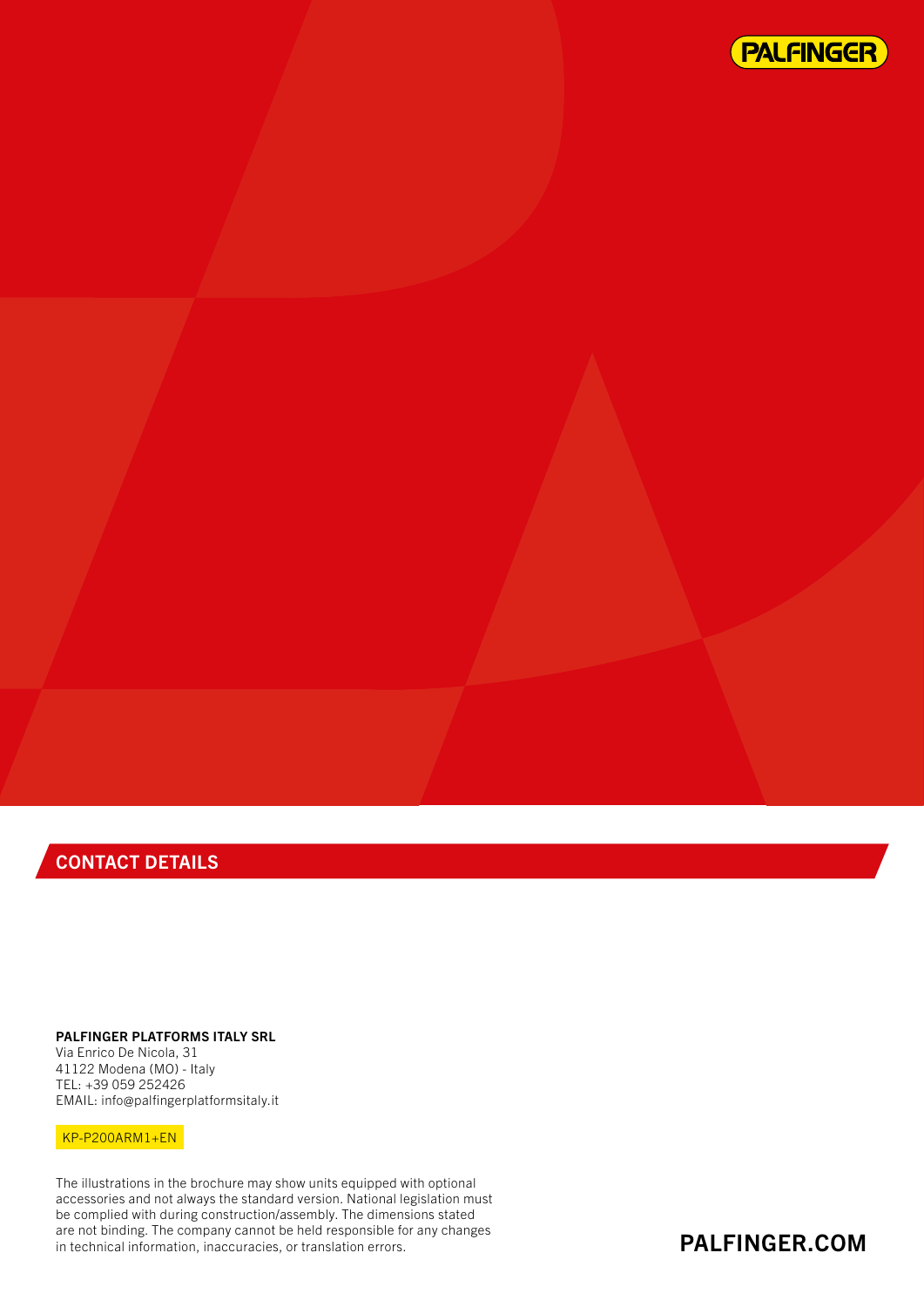PALFINGER

## CONTACT DETAILS

**PALFINGER PLATFORMS ITALY SRL**
Via Enrico De Nicola, 31
41122 Modena (MO) - Italy
TEL: +39 059 252426
EMAIL: info@palfingerplatformsitaly.it

KP-P200ARM1+EN

The illustrations in the brochure may show units equipped with optional accessories and not always the standard version. National legislation must be complied with during construction/assembly. The dimensions stated are not binding. The company cannot be held responsible for any changes in technical information, inaccuracies, or translation errors.

**PALFINGER.COM**